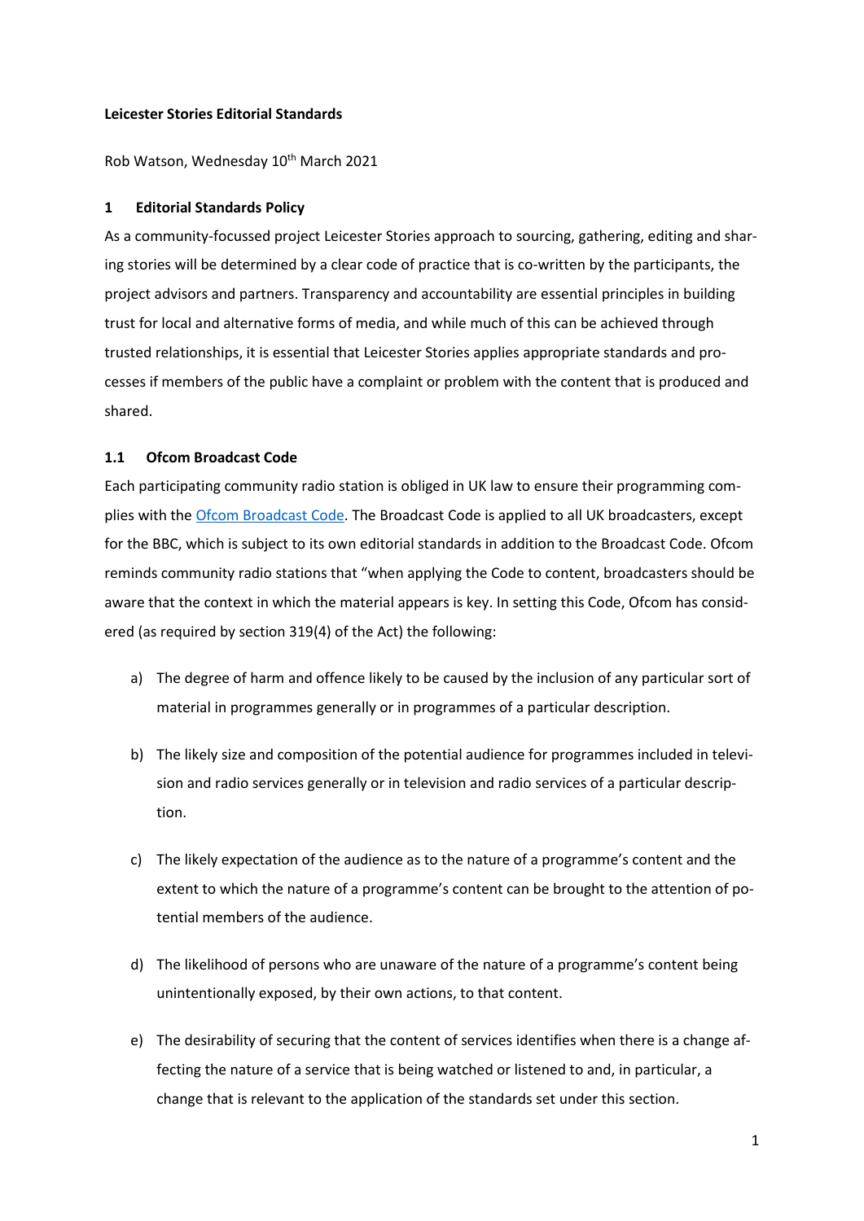**Leicester Stories Editorial Standards**

Rob Watson, Wednesday 10th March 2021

## 1 Editorial Standards Policy

As a community-focussed project Leicester Stories approach to sourcing, gathering, editing and sharing stories will be determined by a clear code of practice that is co-written by the participants, the project advisors and partners. Transparency and accountability are essential principles in building trust for local and alternative forms of media, and while much of this can be achieved through trusted relationships, it is essential that Leicester Stories applies appropriate standards and processes if members of the public have a complaint or problem with the content that is produced and shared.

### 1.1 Ofcom Broadcast Code

Each participating community radio station is obliged in UK law to ensure their programming complies with the [Ofcom Broadcast Code](). The Broadcast Code is applied to all UK broadcasters, except for the BBC, which is subject to its own editorial standards in addition to the Broadcast Code. Ofcom reminds community radio stations that "when applying the Code to content, broadcasters should be aware that the context in which the material appears is key. In setting this Code, Ofcom has considered (as required by section 319(4) of the Act) the following:

a) The degree of harm and offence likely to be caused by the inclusion of any particular sort of material in programmes generally or in programmes of a particular description.

b) The likely size and composition of the potential audience for programmes included in television and radio services generally or in television and radio services of a particular description.

c) The likely expectation of the audience as to the nature of a programme's content and the extent to which the nature of a programme's content can be brought to the attention of potential members of the audience.

d) The likelihood of persons who are unaware of the nature of a programme's content being unintentionally exposed, by their own actions, to that content.

e) The desirability of securing that the content of services identifies when there is a change affecting the nature of a service that is being watched or listened to and, in particular, a change that is relevant to the application of the standards set under this section.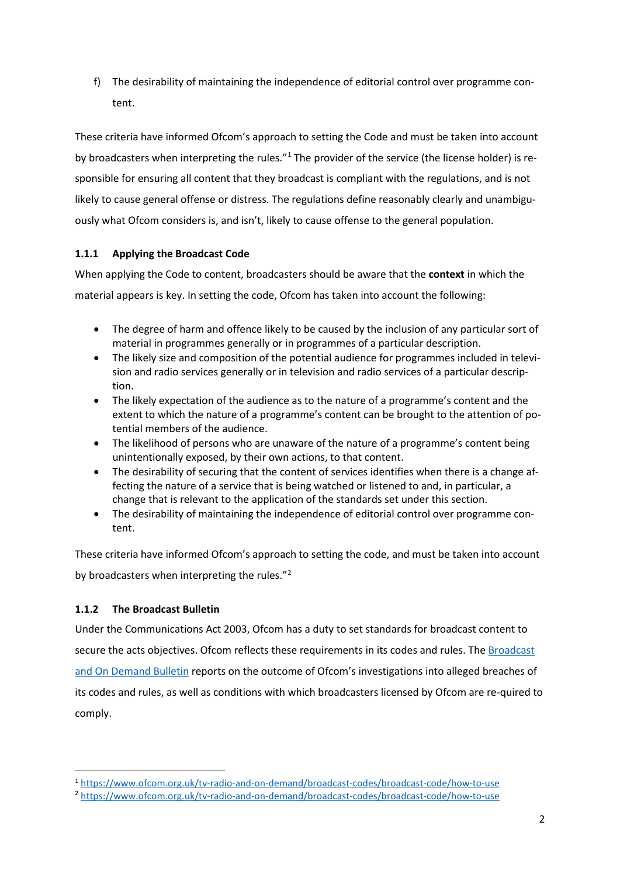f) The desirability of maintaining the independence of editorial control over programme content.

These criteria have informed Ofcom's approach to setting the Code and must be taken into account by broadcasters when interpreting the rules."[1] The provider of the service (the license holder) is responsible for ensuring all content that they broadcast is compliant with the regulations, and is not likely to cause general offense or distress. The regulations define reasonably clearly and unambiguously what Ofcom considers is, and isn't, likely to cause offense to the general population.

### 1.1.1 Applying the Broadcast Code

When applying the Code to content, broadcasters should be aware that the **context** in which the material appears is key. In setting the code, Ofcom has taken into account the following:

- The degree of harm and offence likely to be caused by the inclusion of any particular sort of material in programmes generally or in programmes of a particular description.
- The likely size and composition of the potential audience for programmes included in television and radio services generally or in television and radio services of a particular description.
- The likely expectation of the audience as to the nature of a programme's content and the extent to which the nature of a programme's content can be brought to the attention of potential members of the audience.
- The likelihood of persons who are unaware of the nature of a programme's content being unintentionally exposed, by their own actions, to that content.
- The desirability of securing that the content of services identifies when there is a change affecting the nature of a service that is being watched or listened to and, in particular, a change that is relevant to the application of the standards set under this section.
- The desirability of maintaining the independence of editorial control over programme content.

These criteria have informed Ofcom's approach to setting the code, and must be taken into account by broadcasters when interpreting the rules."[2]

### 1.1.2 The Broadcast Bulletin

Under the Communications Act 2003, Ofcom has a duty to set standards for broadcast content to secure the acts objectives. Ofcom reflects these requirements in its codes and rules. The [Broadcast and On Demand Bulletin](#) reports on the outcome of Ofcom's investigations into alleged breaches of its codes and rules, as well as conditions with which broadcasters licensed by Ofcom are re-quired to comply.

---

[1] https://www.ofcom.org.uk/tv-radio-and-on-demand/broadcast-codes/broadcast-code/how-to-use

[2] https://www.ofcom.org.uk/tv-radio-and-on-demand/broadcast-codes/broadcast-code/how-to-use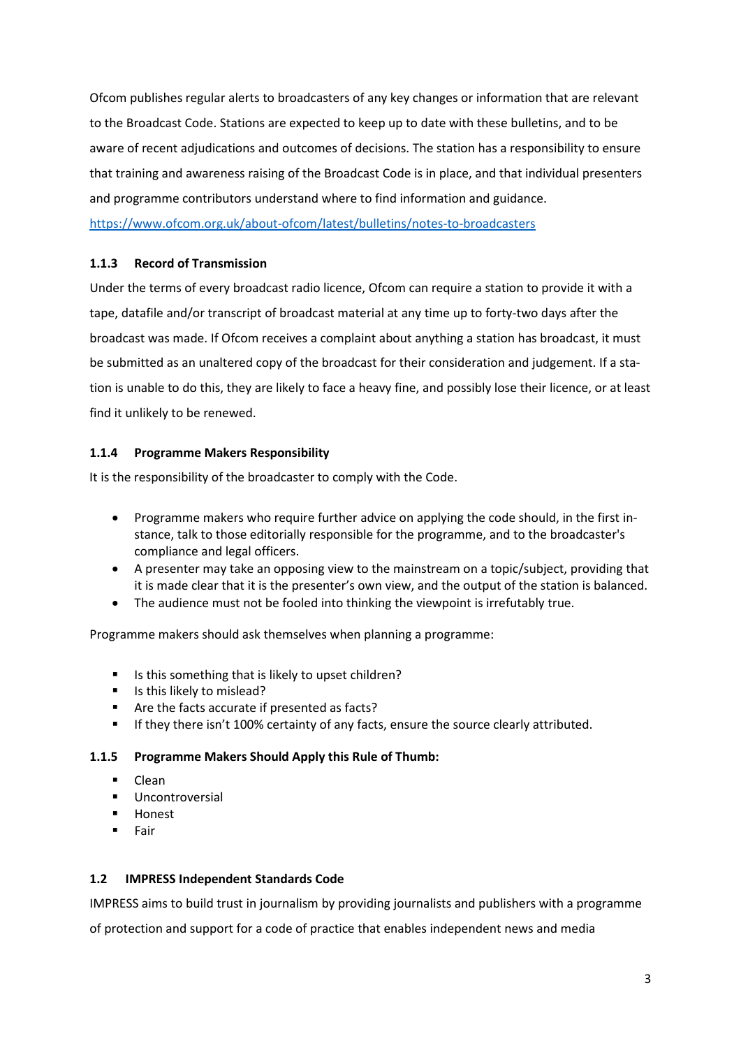Ofcom publishes regular alerts to broadcasters of any key changes or information that are relevant to the Broadcast Code. Stations are expected to keep up to date with these bulletins, and to be aware of recent adjudications and outcomes of decisions. The station has a responsibility to ensure that training and awareness raising of the Broadcast Code is in place, and that individual presenters and programme contributors understand where to find information and guidance.

https://www.ofcom.org.uk/about-ofcom/latest/bulletins/notes-to-broadcasters

### 1.1.3 Record of Transmission

Under the terms of every broadcast radio licence, Ofcom can require a station to provide it with a tape, datafile and/or transcript of broadcast material at any time up to forty-two days after the broadcast was made. If Ofcom receives a complaint about anything a station has broadcast, it must be submitted as an unaltered copy of the broadcast for their consideration and judgement. If a station is unable to do this, they are likely to face a heavy fine, and possibly lose their licence, or at least find it unlikely to be renewed.

### 1.1.4 Programme Makers Responsibility

It is the responsibility of the broadcaster to comply with the Code.

- Programme makers who require further advice on applying the code should, in the first instance, talk to those editorially responsible for the programme, and to the broadcaster's compliance and legal officers.
- A presenter may take an opposing view to the mainstream on a topic/subject, providing that it is made clear that it is the presenter's own view, and the output of the station is balanced.
- The audience must not be fooled into thinking the viewpoint is irrefutably true.

Programme makers should ask themselves when planning a programme:

- Is this something that is likely to upset children?
- Is this likely to mislead?
- Are the facts accurate if presented as facts?
- If they there isn't 100% certainty of any facts, ensure the source clearly attributed.

### 1.1.5 Programme Makers Should Apply this Rule of Thumb:

- Clean
- Uncontroversial
- Honest
- Fair

## 1.2 IMPRESS Independent Standards Code

IMPRESS aims to build trust in journalism by providing journalists and publishers with a programme of protection and support for a code of practice that enables independent news and media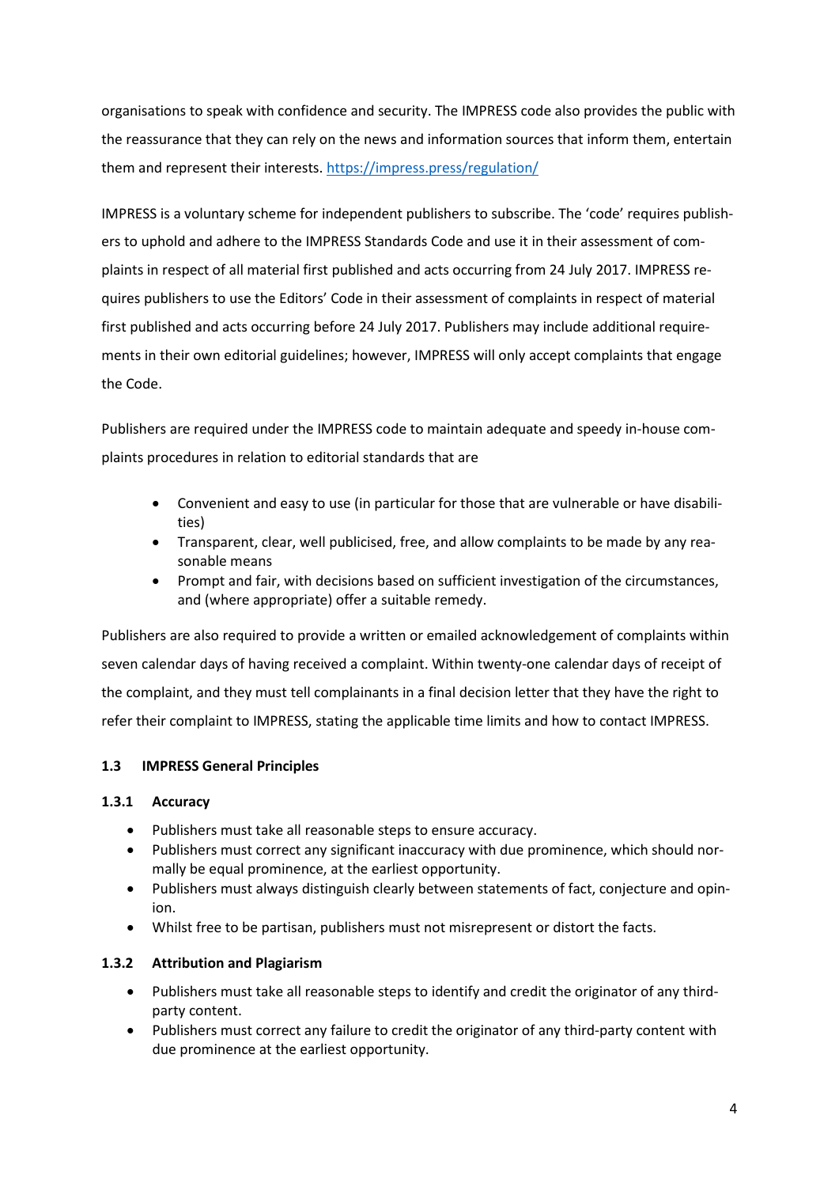organisations to speak with confidence and security. The IMPRESS code also provides the public with the reassurance that they can rely on the news and information sources that inform them, entertain them and represent their interests. https://impress.press/regulation/

IMPRESS is a voluntary scheme for independent publishers to subscribe. The 'code' requires publishers to uphold and adhere to the IMPRESS Standards Code and use it in their assessment of complaints in respect of all material first published and acts occurring from 24 July 2017. IMPRESS requires publishers to use the Editors' Code in their assessment of complaints in respect of material first published and acts occurring before 24 July 2017. Publishers may include additional requirements in their own editorial guidelines; however, IMPRESS will only accept complaints that engage the Code.

Publishers are required under the IMPRESS code to maintain adequate and speedy in-house complaints procedures in relation to editorial standards that are

- Convenient and easy to use (in particular for those that are vulnerable or have disabilities)
- Transparent, clear, well publicised, free, and allow complaints to be made by any reasonable means
- Prompt and fair, with decisions based on sufficient investigation of the circumstances, and (where appropriate) offer a suitable remedy.

Publishers are also required to provide a written or emailed acknowledgement of complaints within seven calendar days of having received a complaint. Within twenty-one calendar days of receipt of the complaint, and they must tell complainants in a final decision letter that they have the right to refer their complaint to IMPRESS, stating the applicable time limits and how to contact IMPRESS.

### 1.3 IMPRESS General Principles

#### 1.3.1 Accuracy

- Publishers must take all reasonable steps to ensure accuracy.
- Publishers must correct any significant inaccuracy with due prominence, which should normally be equal prominence, at the earliest opportunity.
- Publishers must always distinguish clearly between statements of fact, conjecture and opinion.
- Whilst free to be partisan, publishers must not misrepresent or distort the facts.

#### 1.3.2 Attribution and Plagiarism

- Publishers must take all reasonable steps to identify and credit the originator of any third-party content.
- Publishers must correct any failure to credit the originator of any third-party content with due prominence at the earliest opportunity.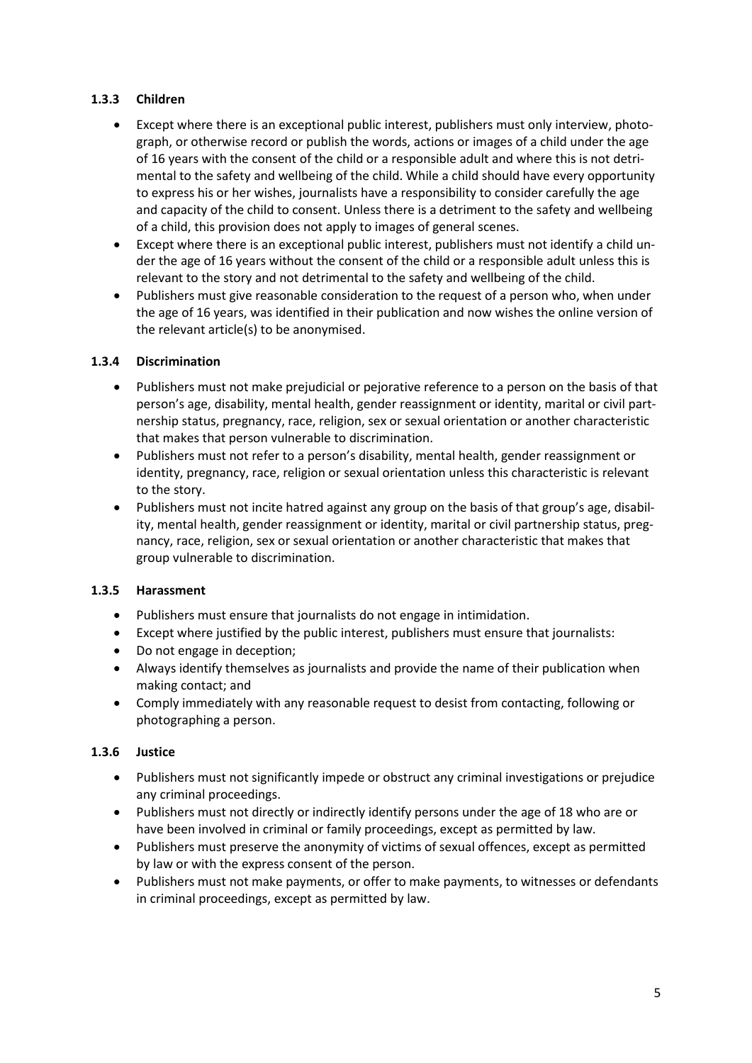### 1.3.3 Children

- Except where there is an exceptional public interest, publishers must only interview, photograph, or otherwise record or publish the words, actions or images of a child under the age of 16 years with the consent of the child or a responsible adult and where this is not detrimental to the safety and wellbeing of the child. While a child should have every opportunity to express his or her wishes, journalists have a responsibility to consider carefully the age and capacity of the child to consent. Unless there is a detriment to the safety and wellbeing of a child, this provision does not apply to images of general scenes.
- Except where there is an exceptional public interest, publishers must not identify a child under the age of 16 years without the consent of the child or a responsible adult unless this is relevant to the story and not detrimental to the safety and wellbeing of the child.
- Publishers must give reasonable consideration to the request of a person who, when under the age of 16 years, was identified in their publication and now wishes the online version of the relevant article(s) to be anonymised.

### 1.3.4 Discrimination

- Publishers must not make prejudicial or pejorative reference to a person on the basis of that person's age, disability, mental health, gender reassignment or identity, marital or civil partnership status, pregnancy, race, religion, sex or sexual orientation or another characteristic that makes that person vulnerable to discrimination.
- Publishers must not refer to a person's disability, mental health, gender reassignment or identity, pregnancy, race, religion or sexual orientation unless this characteristic is relevant to the story.
- Publishers must not incite hatred against any group on the basis of that group's age, disability, mental health, gender reassignment or identity, marital or civil partnership status, pregnancy, race, religion, sex or sexual orientation or another characteristic that makes that group vulnerable to discrimination.

### 1.3.5 Harassment

- Publishers must ensure that journalists do not engage in intimidation.
- Except where justified by the public interest, publishers must ensure that journalists:
- Do not engage in deception;
- Always identify themselves as journalists and provide the name of their publication when making contact; and
- Comply immediately with any reasonable request to desist from contacting, following or photographing a person.

### 1.3.6 Justice

- Publishers must not significantly impede or obstruct any criminal investigations or prejudice any criminal proceedings.
- Publishers must not directly or indirectly identify persons under the age of 18 who are or have been involved in criminal or family proceedings, except as permitted by law.
- Publishers must preserve the anonymity of victims of sexual offences, except as permitted by law or with the express consent of the person.
- Publishers must not make payments, or offer to make payments, to witnesses or defendants in criminal proceedings, except as permitted by law.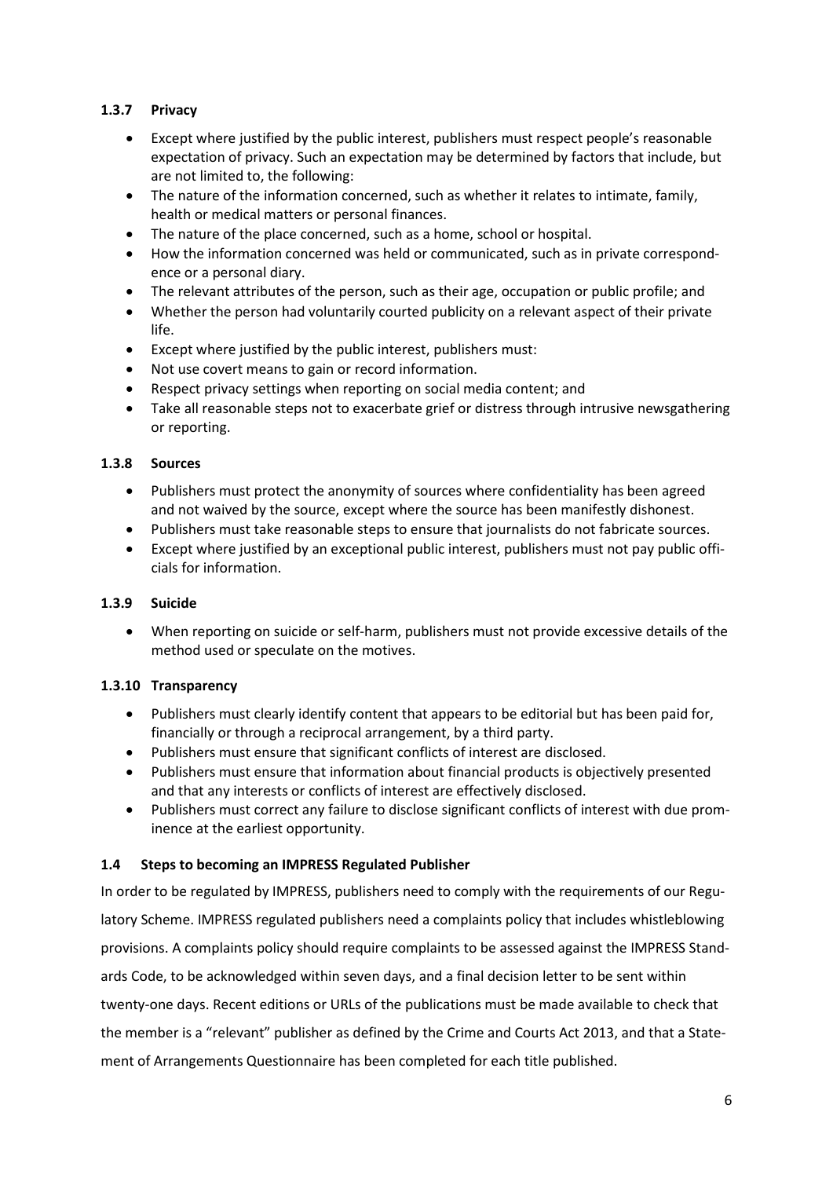### 1.3.7 Privacy

- Except where justified by the public interest, publishers must respect people's reasonable expectation of privacy. Such an expectation may be determined by factors that include, but are not limited to, the following:
- The nature of the information concerned, such as whether it relates to intimate, family, health or medical matters or personal finances.
- The nature of the place concerned, such as a home, school or hospital.
- How the information concerned was held or communicated, such as in private correspondence or a personal diary.
- The relevant attributes of the person, such as their age, occupation or public profile; and
- Whether the person had voluntarily courted publicity on a relevant aspect of their private life.
- Except where justified by the public interest, publishers must:
- Not use covert means to gain or record information.
- Respect privacy settings when reporting on social media content; and
- Take all reasonable steps not to exacerbate grief or distress through intrusive newsgathering or reporting.

### 1.3.8 Sources

- Publishers must protect the anonymity of sources where confidentiality has been agreed and not waived by the source, except where the source has been manifestly dishonest.
- Publishers must take reasonable steps to ensure that journalists do not fabricate sources.
- Except where justified by an exceptional public interest, publishers must not pay public officials for information.

### 1.3.9 Suicide

- When reporting on suicide or self-harm, publishers must not provide excessive details of the method used or speculate on the motives.

### 1.3.10 Transparency

- Publishers must clearly identify content that appears to be editorial but has been paid for, financially or through a reciprocal arrangement, by a third party.
- Publishers must ensure that significant conflicts of interest are disclosed.
- Publishers must ensure that information about financial products is objectively presented and that any interests or conflicts of interest are effectively disclosed.
- Publishers must correct any failure to disclose significant conflicts of interest with due prominence at the earliest opportunity.

### 1.4 Steps to becoming an IMPRESS Regulated Publisher

In order to be regulated by IMPRESS, publishers need to comply with the requirements of our Regulatory Scheme. IMPRESS regulated publishers need a complaints policy that includes whistleblowing provisions. A complaints policy should require complaints to be assessed against the IMPRESS Standards Code, to be acknowledged within seven days, and a final decision letter to be sent within twenty-one days. Recent editions or URLs of the publications must be made available to check that the member is a "relevant" publisher as defined by the Crime and Courts Act 2013, and that a Statement of Arrangements Questionnaire has been completed for each title published.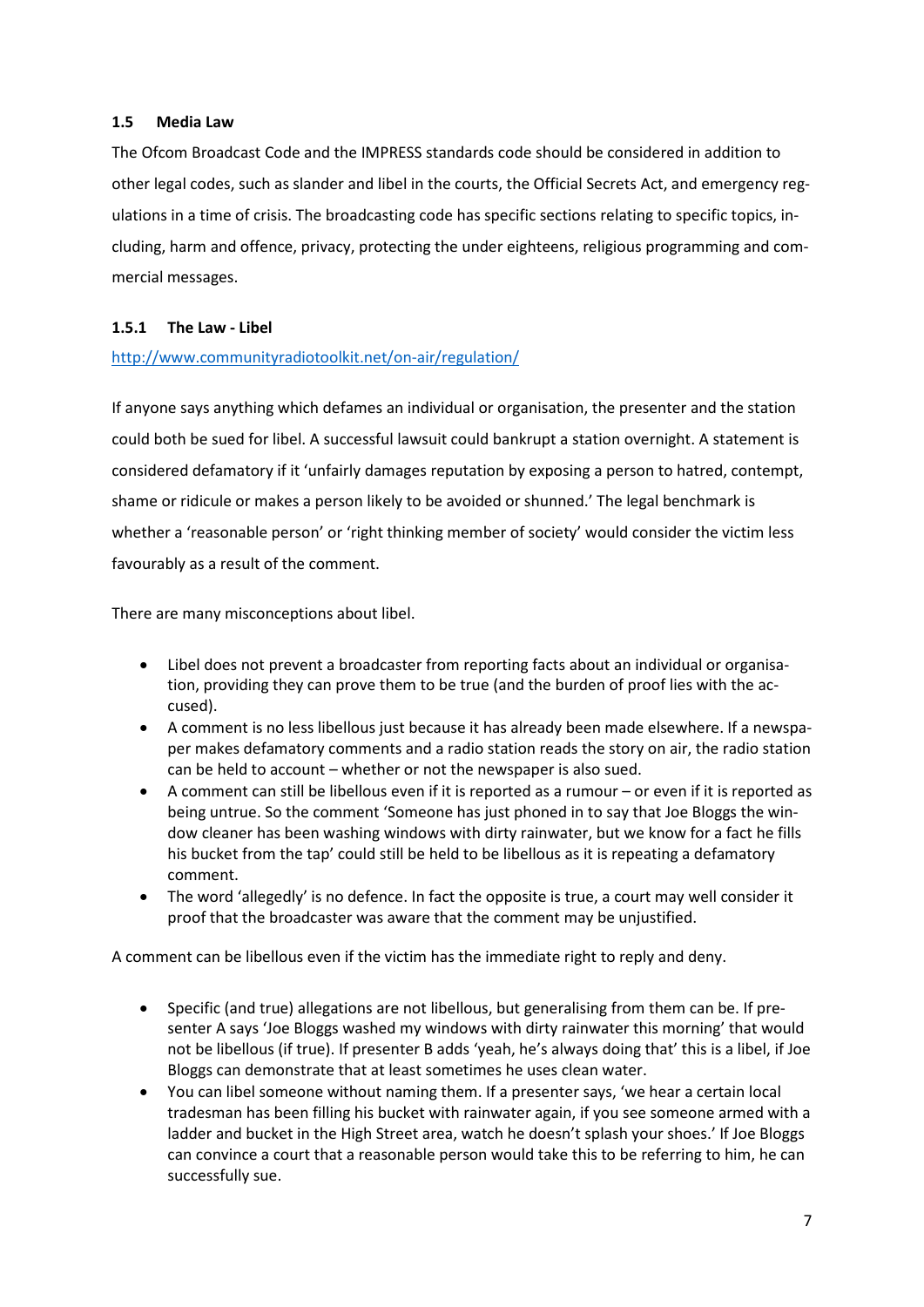### 1.5 Media Law

The Ofcom Broadcast Code and the IMPRESS standards code should be considered in addition to other legal codes, such as slander and libel in the courts, the Official Secrets Act, and emergency regulations in a time of crisis. The broadcasting code has specific sections relating to specific topics, including, harm and offence, privacy, protecting the under eighteens, religious programming and commercial messages.

#### 1.5.1 The Law - Libel

[http://www.communityradiotoolkit.net/on-air/regulation/](http://www.communityradiotoolkit.net/on-air/regulation/)

If anyone says anything which defames an individual or organisation, the presenter and the station could both be sued for libel. A successful lawsuit could bankrupt a station overnight. A statement is considered defamatory if it 'unfairly damages reputation by exposing a person to hatred, contempt, shame or ridicule or makes a person likely to be avoided or shunned.' The legal benchmark is whether a 'reasonable person' or 'right thinking member of society' would consider the victim less favourably as a result of the comment.

There are many misconceptions about libel.

- Libel does not prevent a broadcaster from reporting facts about an individual or organisation, providing they can prove them to be true (and the burden of proof lies with the accused).
- A comment is no less libellous just because it has already been made elsewhere. If a newspaper makes defamatory comments and a radio station reads the story on air, the radio station can be held to account – whether or not the newspaper is also sued.
- A comment can still be libellous even if it is reported as a rumour – or even if it is reported as being untrue. So the comment 'Someone has just phoned in to say that Joe Bloggs the window cleaner has been washing windows with dirty rainwater, but we know for a fact he fills his bucket from the tap' could still be held to be libellous as it is repeating a defamatory comment.
- The word 'allegedly' is no defence. In fact the opposite is true, a court may well consider it proof that the broadcaster was aware that the comment may be unjustified.

A comment can be libellous even if the victim has the immediate right to reply and deny.

- Specific (and true) allegations are not libellous, but generalising from them can be. If presenter A says 'Joe Bloggs washed my windows with dirty rainwater this morning' that would not be libellous (if true). If presenter B adds 'yeah, he's always doing that' this is a libel, if Joe Bloggs can demonstrate that at least sometimes he uses clean water.
- You can libel someone without naming them. If a presenter says, 'we hear a certain local tradesman has been filling his bucket with rainwater again, if you see someone armed with a ladder and bucket in the High Street area, watch he doesn't splash your shoes.' If Joe Bloggs can convince a court that a reasonable person would take this to be referring to him, he can successfully sue.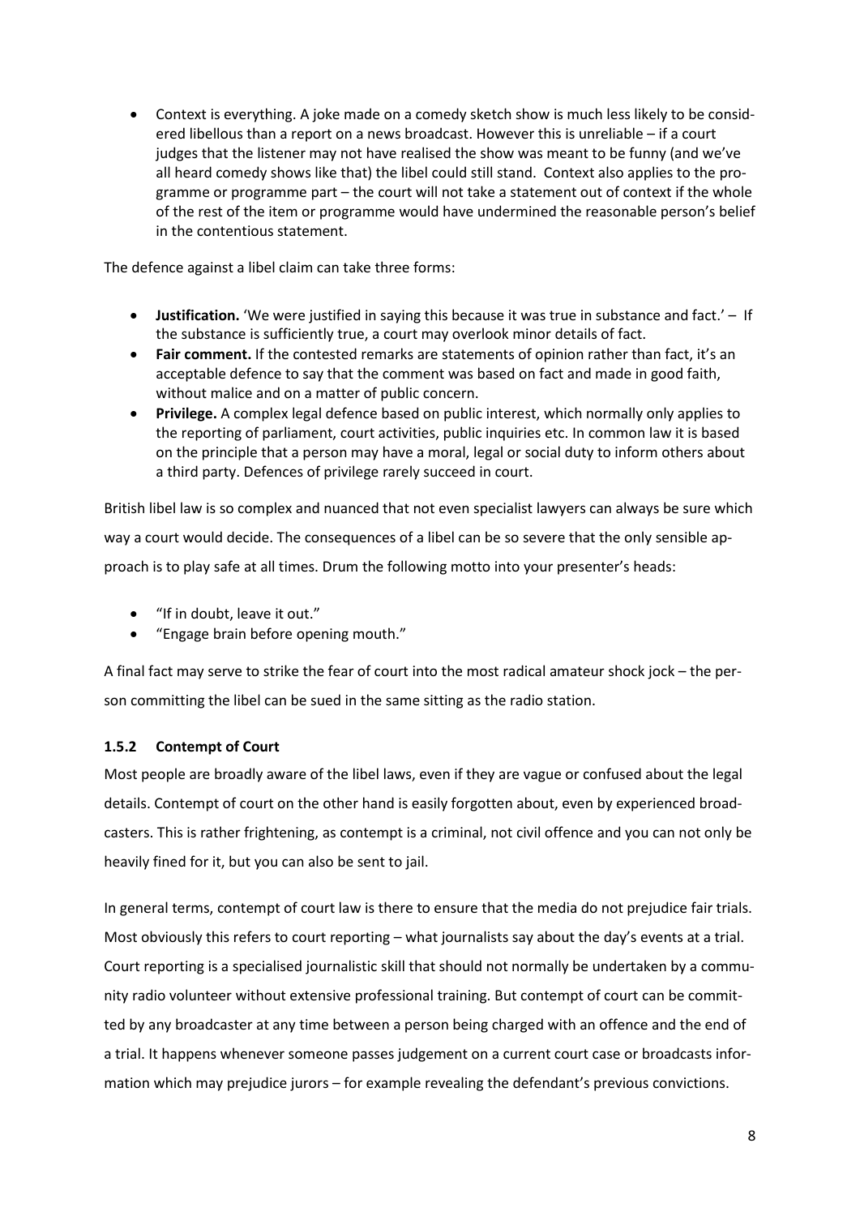- Context is everything. A joke made on a comedy sketch show is much less likely to be considered libellous than a report on a news broadcast. However this is unreliable – if a court judges that the listener may not have realised the show was meant to be funny (and we've all heard comedy shows like that) the libel could still stand. Context also applies to the programme or programme part – the court will not take a statement out of context if the whole of the rest of the item or programme would have undermined the reasonable person's belief in the contentious statement.

The defence against a libel claim can take three forms:

- **Justification.** 'We were justified in saying this because it was true in substance and fact.' – If the substance is sufficiently true, a court may overlook minor details of fact.
- **Fair comment.** If the contested remarks are statements of opinion rather than fact, it's an acceptable defence to say that the comment was based on fact and made in good faith, without malice and on a matter of public concern.
- **Privilege.** A complex legal defence based on public interest, which normally only applies to the reporting of parliament, court activities, public inquiries etc. In common law it is based on the principle that a person may have a moral, legal or social duty to inform others about a third party. Defences of privilege rarely succeed in court.

British libel law is so complex and nuanced that not even specialist lawyers can always be sure which way a court would decide. The consequences of a libel can be so severe that the only sensible approach is to play safe at all times. Drum the following motto into your presenter's heads:

- "If in doubt, leave it out."
- "Engage brain before opening mouth."

A final fact may serve to strike the fear of court into the most radical amateur shock jock – the person committing the libel can be sued in the same sitting as the radio station.

### 1.5.2 Contempt of Court

Most people are broadly aware of the libel laws, even if they are vague or confused about the legal details. Contempt of court on the other hand is easily forgotten about, even by experienced broadcasters. This is rather frightening, as contempt is a criminal, not civil offence and you can not only be heavily fined for it, but you can also be sent to jail.

In general terms, contempt of court law is there to ensure that the media do not prejudice fair trials. Most obviously this refers to court reporting – what journalists say about the day's events at a trial. Court reporting is a specialised journalistic skill that should not normally be undertaken by a community radio volunteer without extensive professional training. But contempt of court can be committed by any broadcaster at any time between a person being charged with an offence and the end of a trial. It happens whenever someone passes judgement on a current court case or broadcasts information which may prejudice jurors – for example revealing the defendant's previous convictions.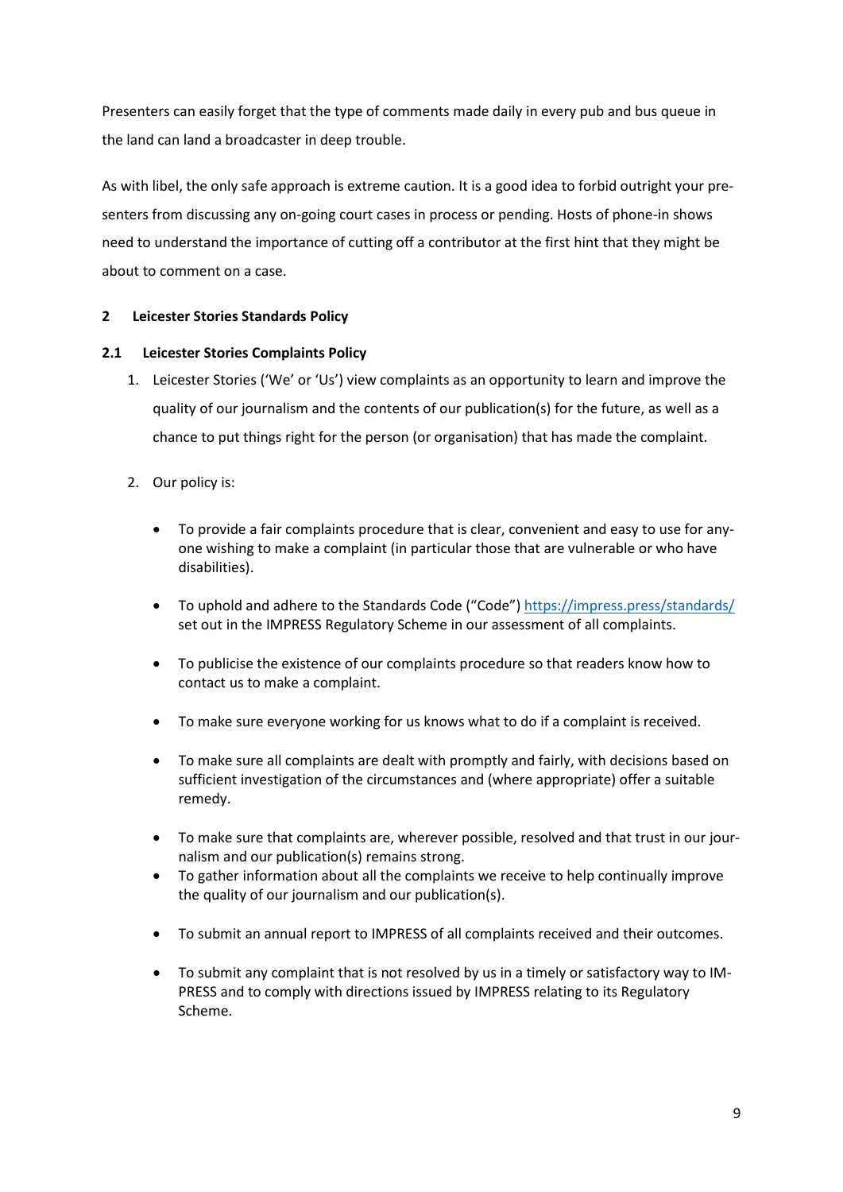Presenters can easily forget that the type of comments made daily in every pub and bus queue in the land can land a broadcaster in deep trouble.

As with libel, the only safe approach is extreme caution. It is a good idea to forbid outright your presenters from discussing any on-going court cases in process or pending. Hosts of phone-in shows need to understand the importance of cutting off a contributor at the first hint that they might be about to comment on a case.

## 2 Leicester Stories Standards Policy

### 2.1 Leicester Stories Complaints Policy

1. Leicester Stories ('We' or 'Us') view complaints as an opportunity to learn and improve the quality of our journalism and the contents of our publication(s) for the future, as well as a chance to put things right for the person (or organisation) that has made the complaint.

2. Our policy is:

   - To provide a fair complaints procedure that is clear, convenient and easy to use for anyone wishing to make a complaint (in particular those that are vulnerable or who have disabilities).

   - To uphold and adhere to the Standards Code ("Code") https://impress.press/standards/ set out in the IMPRESS Regulatory Scheme in our assessment of all complaints.

   - To publicise the existence of our complaints procedure so that readers know how to contact us to make a complaint.

   - To make sure everyone working for us knows what to do if a complaint is received.

   - To make sure all complaints are dealt with promptly and fairly, with decisions based on sufficient investigation of the circumstances and (where appropriate) offer a suitable remedy.

   - To make sure that complaints are, wherever possible, resolved and that trust in our journalism and our publication(s) remains strong.
   - To gather information about all the complaints we receive to help continually improve the quality of our journalism and our publication(s).

   - To submit an annual report to IMPRESS of all complaints received and their outcomes.

   - To submit any complaint that is not resolved by us in a timely or satisfactory way to IMPRESS and to comply with directions issued by IMPRESS relating to its Regulatory Scheme.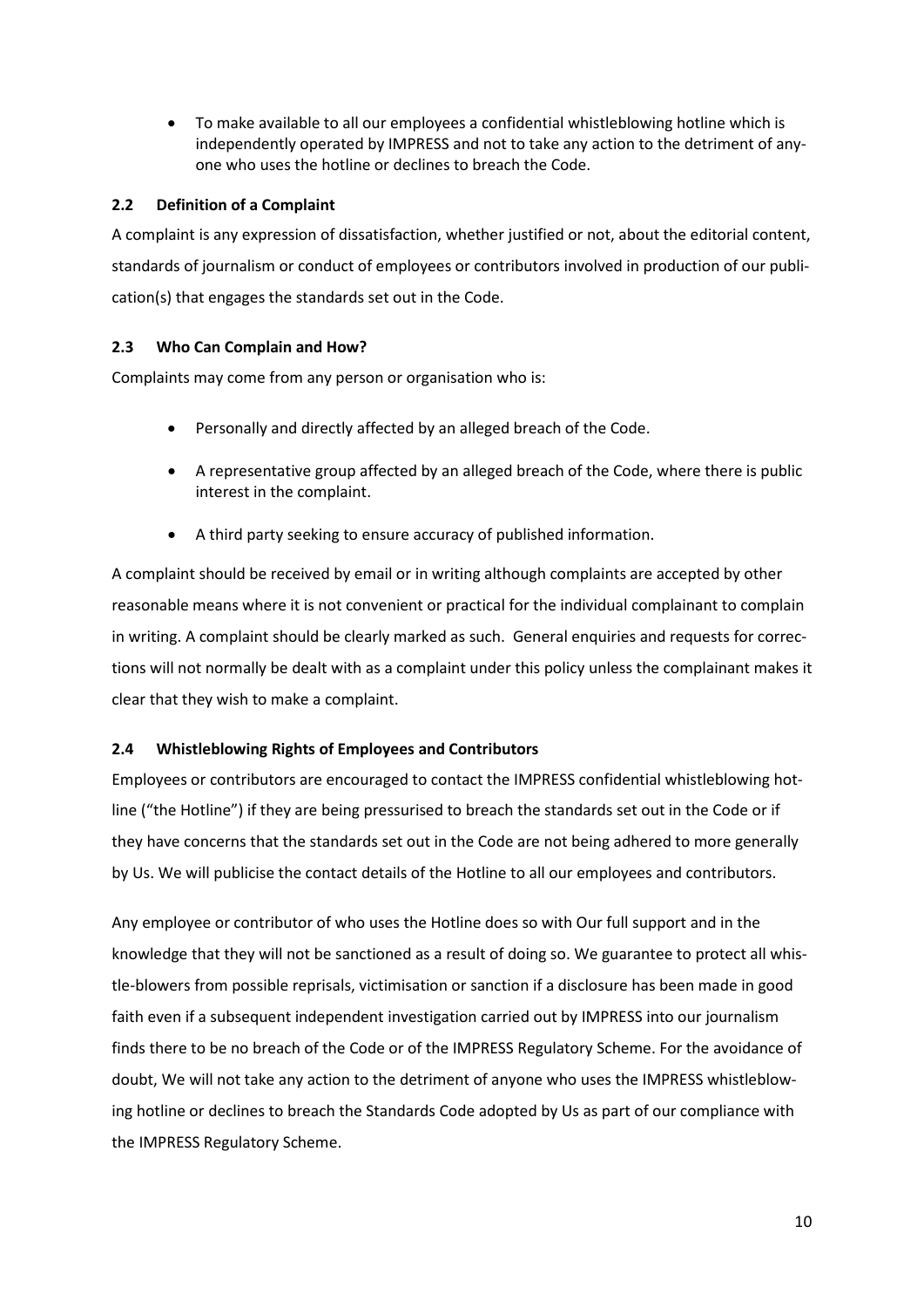- To make available to all our employees a confidential whistleblowing hotline which is independently operated by IMPRESS and not to take any action to the detriment of anyone who uses the hotline or declines to breach the Code.

### 2.2 Definition of a Complaint

A complaint is any expression of dissatisfaction, whether justified or not, about the editorial content, standards of journalism or conduct of employees or contributors involved in production of our publication(s) that engages the standards set out in the Code.

### 2.3 Who Can Complain and How?

Complaints may come from any person or organisation who is:

- Personally and directly affected by an alleged breach of the Code.
- A representative group affected by an alleged breach of the Code, where there is public interest in the complaint.
- A third party seeking to ensure accuracy of published information.

A complaint should be received by email or in writing although complaints are accepted by other reasonable means where it is not convenient or practical for the individual complainant to complain in writing. A complaint should be clearly marked as such. General enquiries and requests for corrections will not normally be dealt with as a complaint under this policy unless the complainant makes it clear that they wish to make a complaint.

### 2.4 Whistleblowing Rights of Employees and Contributors

Employees or contributors are encouraged to contact the IMPRESS confidential whistleblowing hotline ("the Hotline") if they are being pressurised to breach the standards set out in the Code or if they have concerns that the standards set out in the Code are not being adhered to more generally by Us. We will publicise the contact details of the Hotline to all our employees and contributors.

Any employee or contributor of who uses the Hotline does so with Our full support and in the knowledge that they will not be sanctioned as a result of doing so. We guarantee to protect all whistle-blowers from possible reprisals, victimisation or sanction if a disclosure has been made in good faith even if a subsequent independent investigation carried out by IMPRESS into our journalism finds there to be no breach of the Code or of the IMPRESS Regulatory Scheme. For the avoidance of doubt, We will not take any action to the detriment of anyone who uses the IMPRESS whistleblowing hotline or declines to breach the Standards Code adopted by Us as part of our compliance with the IMPRESS Regulatory Scheme.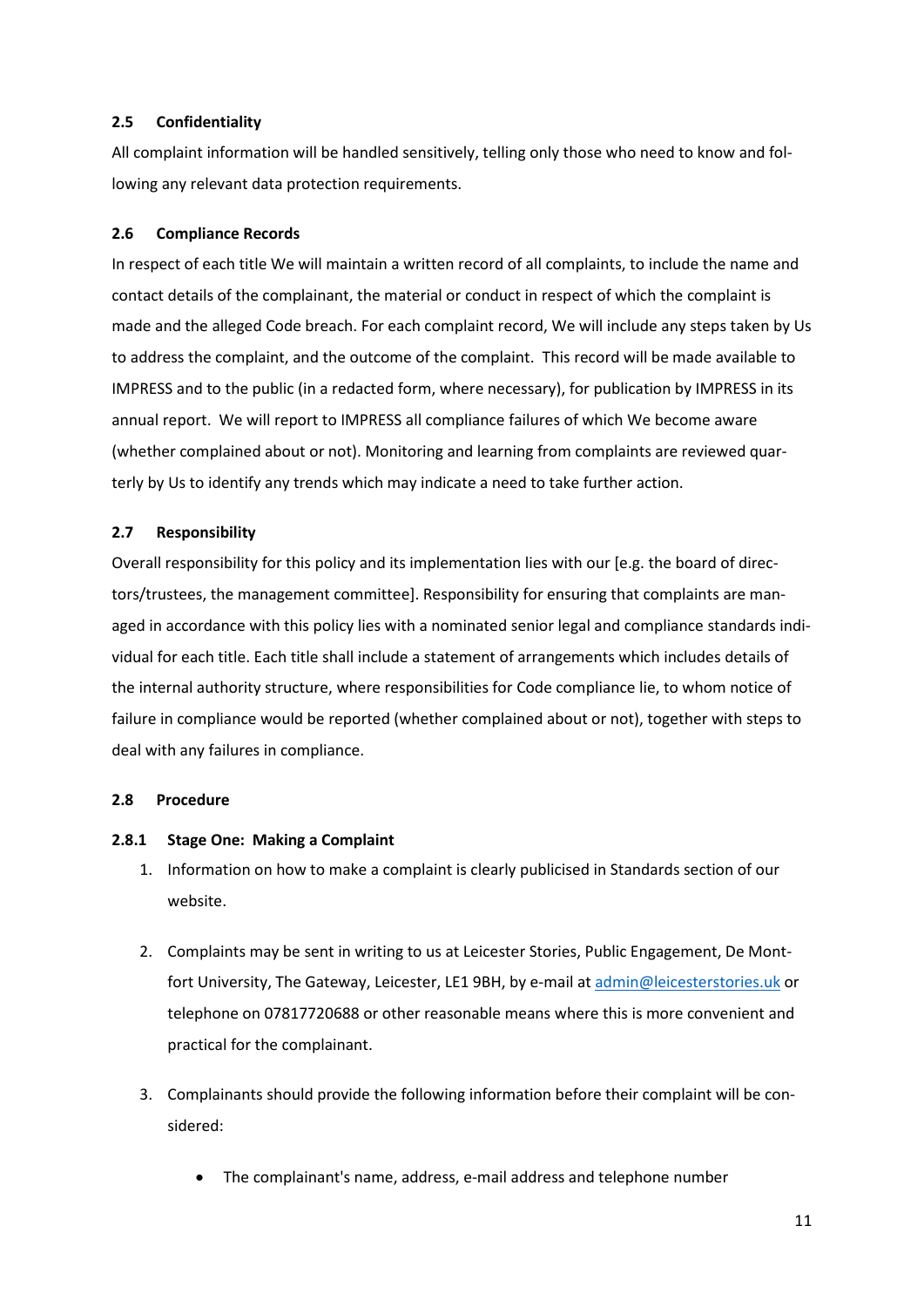### 2.5 Confidentiality

All complaint information will be handled sensitively, telling only those who need to know and following any relevant data protection requirements.

### 2.6 Compliance Records

In respect of each title We will maintain a written record of all complaints, to include the name and contact details of the complainant, the material or conduct in respect of which the complaint is made and the alleged Code breach. For each complaint record, We will include any steps taken by Us to address the complaint, and the outcome of the complaint. This record will be made available to IMPRESS and to the public (in a redacted form, where necessary), for publication by IMPRESS in its annual report. We will report to IMPRESS all compliance failures of which We become aware (whether complained about or not). Monitoring and learning from complaints are reviewed quarterly by Us to identify any trends which may indicate a need to take further action.

### 2.7 Responsibility

Overall responsibility for this policy and its implementation lies with our [e.g. the board of directors/trustees, the management committee]. Responsibility for ensuring that complaints are managed in accordance with this policy lies with a nominated senior legal and compliance standards individual for each title. Each title shall include a statement of arrangements which includes details of the internal authority structure, where responsibilities for Code compliance lie, to whom notice of failure in compliance would be reported (whether complained about or not), together with steps to deal with any failures in compliance.

### 2.8 Procedure

#### 2.8.1 Stage One: Making a Complaint

1. Information on how to make a complaint is clearly publicised in Standards section of our website.
2. Complaints may be sent in writing to us at Leicester Stories, Public Engagement, De Montfort University, The Gateway, Leicester, LE1 9BH, by e-mail at admin@leicesterstories.uk or telephone on 07817720688 or other reasonable means where this is more convenient and practical for the complainant.
3. Complainants should provide the following information before their complaint will be considered:
    - The complainant's name, address, e-mail address and telephone number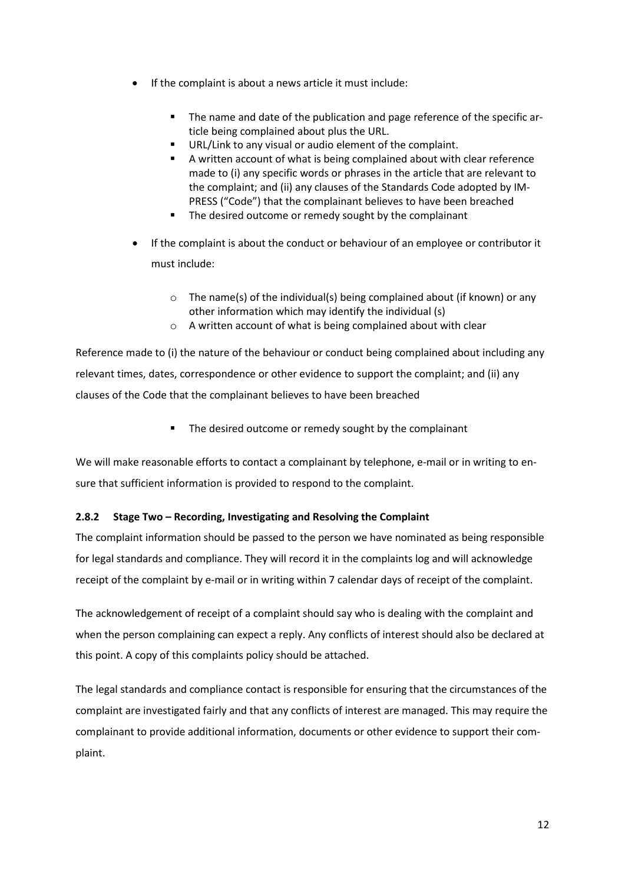- If the complaint is about a news article it must include:
  - The name and date of the publication and page reference of the specific article being complained about plus the URL.
  - URL/Link to any visual or audio element of the complaint.
  - A written account of what is being complained about with clear reference made to (i) any specific words or phrases in the article that are relevant to the complaint; and (ii) any clauses of the Standards Code adopted by IMPRESS ("Code") that the complainant believes to have been breached
  - The desired outcome or remedy sought by the complainant
- If the complaint is about the conduct or behaviour of an employee or contributor it must include:
  - The name(s) of the individual(s) being complained about (if known) or any other information which may identify the individual (s)
  - A written account of what is being complained about with clear

Reference made to (i) the nature of the behaviour or conduct being complained about including any relevant times, dates, correspondence or other evidence to support the complaint; and (ii) any clauses of the Code that the complainant believes to have been breached

- The desired outcome or remedy sought by the complainant

We will make reasonable efforts to contact a complainant by telephone, e-mail or in writing to ensure that sufficient information is provided to respond to the complaint.

#### 2.8.2 Stage Two – Recording, Investigating and Resolving the Complaint

The complaint information should be passed to the person we have nominated as being responsible for legal standards and compliance. They will record it in the complaints log and will acknowledge receipt of the complaint by e-mail or in writing within 7 calendar days of receipt of the complaint.

The acknowledgement of receipt of a complaint should say who is dealing with the complaint and when the person complaining can expect a reply. Any conflicts of interest should also be declared at this point. A copy of this complaints policy should be attached.

The legal standards and compliance contact is responsible for ensuring that the circumstances of the complaint are investigated fairly and that any conflicts of interest are managed. This may require the complainant to provide additional information, documents or other evidence to support their complaint.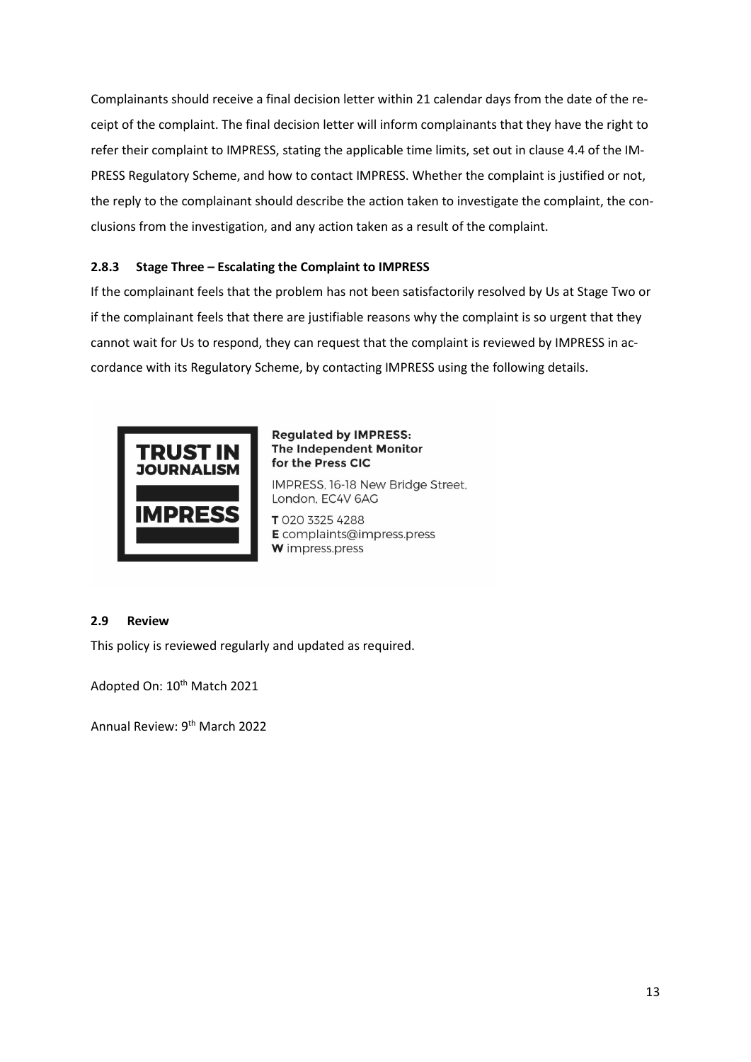Complainants should receive a final decision letter within 21 calendar days from the date of the receipt of the complaint. The final decision letter will inform complainants that they have the right to refer their complaint to IMPRESS, stating the applicable time limits, set out in clause 4.4 of the IMPRESS Regulatory Scheme, and how to contact IMPRESS. Whether the complaint is justified or not, the reply to the complainant should describe the action taken to investigate the complaint, the conclusions from the investigation, and any action taken as a result of the complaint.

#### 2.8.3 Stage Three – Escalating the Complaint to IMPRESS

If the complainant feels that the problem has not been satisfactorily resolved by Us at Stage Two or if the complainant feels that there are justifiable reasons why the complaint is so urgent that they cannot wait for Us to respond, they can request that the complaint is reviewed by IMPRESS in accordance with its Regulatory Scheme, by contacting IMPRESS using the following details.

TRUST IN JOURNALISM

IMPRESS

**Regulated by IMPRESS: The Independent Monitor for the Press CIC**

IMPRESS, 16-18 New Bridge Street, London, EC4V 6AG

**T** 020 3325 4288
**E** complaints@impress.press
**W** impress.press

### 2.9 Review

This policy is reviewed regularly and updated as required.

Adopted On: 10th Match 2021

Annual Review: 9th March 2022